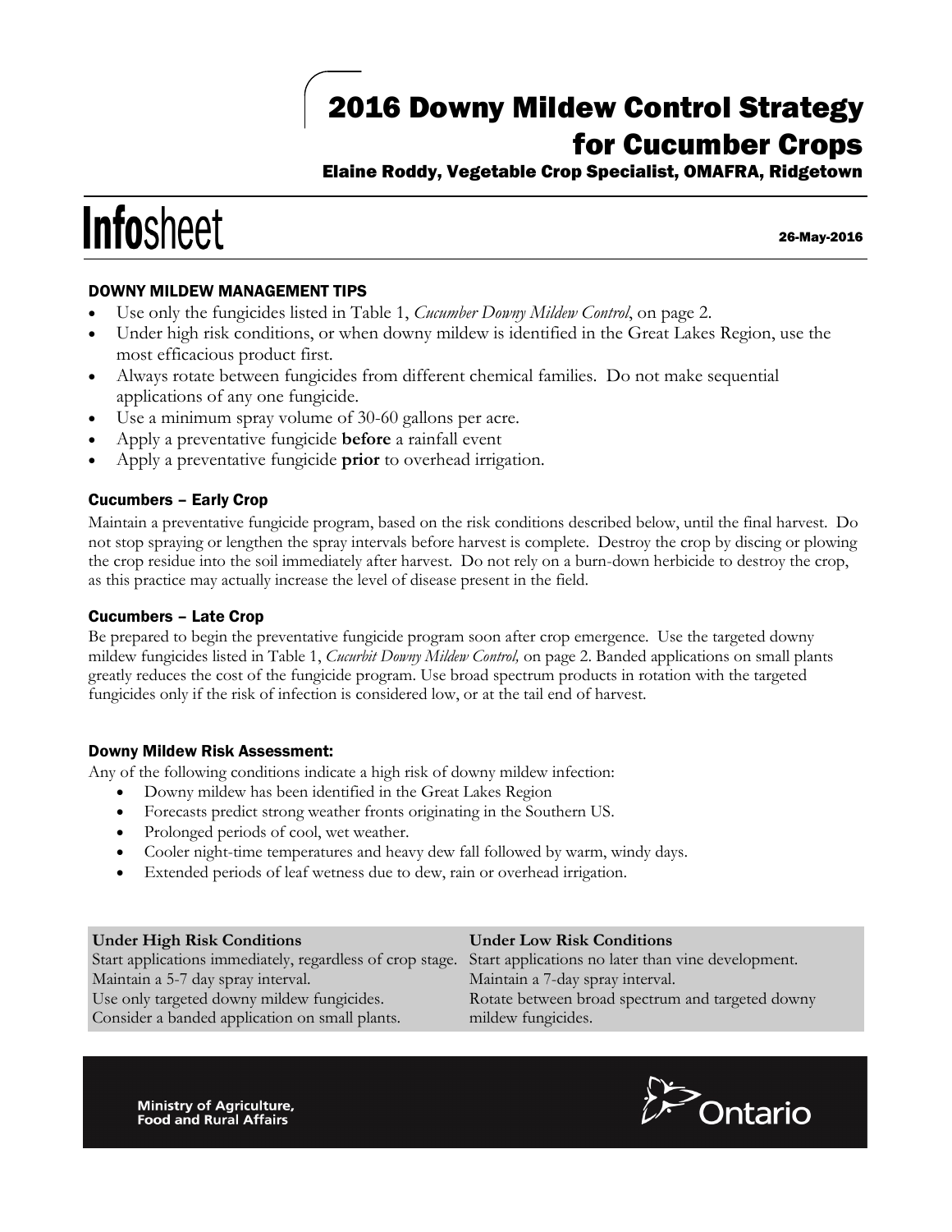# 2016 Downy Mildew Control Strategy for Cucumber Crops

**Elaine Roddy, Vegetable Crop Specialist, OMAFRA, Ridgetown**

**Info**sheet

26-May-2016

### DOWNY MILDEW MANAGEMENT TIPS

- Use only the fungicides listed in Table 1, *Cucumber Downy Mildew Control*, on page 2.
- Under high risk conditions, or when downy mildew is identified in the Great Lakes Region, use the most efficacious product first.
- Always rotate between fungicides from different chemical families. Do not make sequential applications of any one fungicide.
- Use a minimum spray volume of 30-60 gallons per acre.
- Apply a preventative fungicide **before** a rainfall event
- Apply a preventative fungicide **prior** to overhead irrigation.

### Cucumbers – Early Crop

Maintain a preventative fungicide program, based on the risk conditions described below, until the final harvest. Do not stop spraying or lengthen the spray intervals before harvest is complete. Destroy the crop by discing or plowing the crop residue into the soil immediately after harvest. Do not rely on a burn-down herbicide to destroy the crop, as this practice may actually increase the level of disease present in the field.

### Cucumbers – Late Crop

Be prepared to begin the preventative fungicide program soon after crop emergence. Use the targeted downy mildew fungicides listed in Table 1, *Cucurbit Downy Mildew Control,* on page 2. Banded applications on small plants greatly reduces the cost of the fungicide program. Use broad spectrum products in rotation with the targeted fungicides only if the risk of infection is considered low, or at the tail end of harvest.

### Downy Mildew Risk Assessment:

Any of the following conditions indicate a high risk of downy mildew infection:

- Downy mildew has been identified in the Great Lakes Region
- Forecasts predict strong weather fronts originating in the Southern US.
- Prolonged periods of cool, wet weather.
- Cooler night-time temperatures and heavy dew fall followed by warm, windy days.
- Extended periods of leaf wetness due to dew, rain or overhead irrigation.

| Under High Risk Conditions | Under Low Risk Conditions |
|---|---|
| Start applications immediately, regardless of crop stage. | Start applications no later than vine development. |
| Maintain a 5-7 day spray interval. | Maintain a 7-day spray interval. |
| Use only targeted downy mildew fungicides. | Rotate between broad spectrum and targeted downy mildew fungicides. |
| Consider a banded application on small plants. | |

Ministry of Agriculture, Food and Rural Affairs

Ontario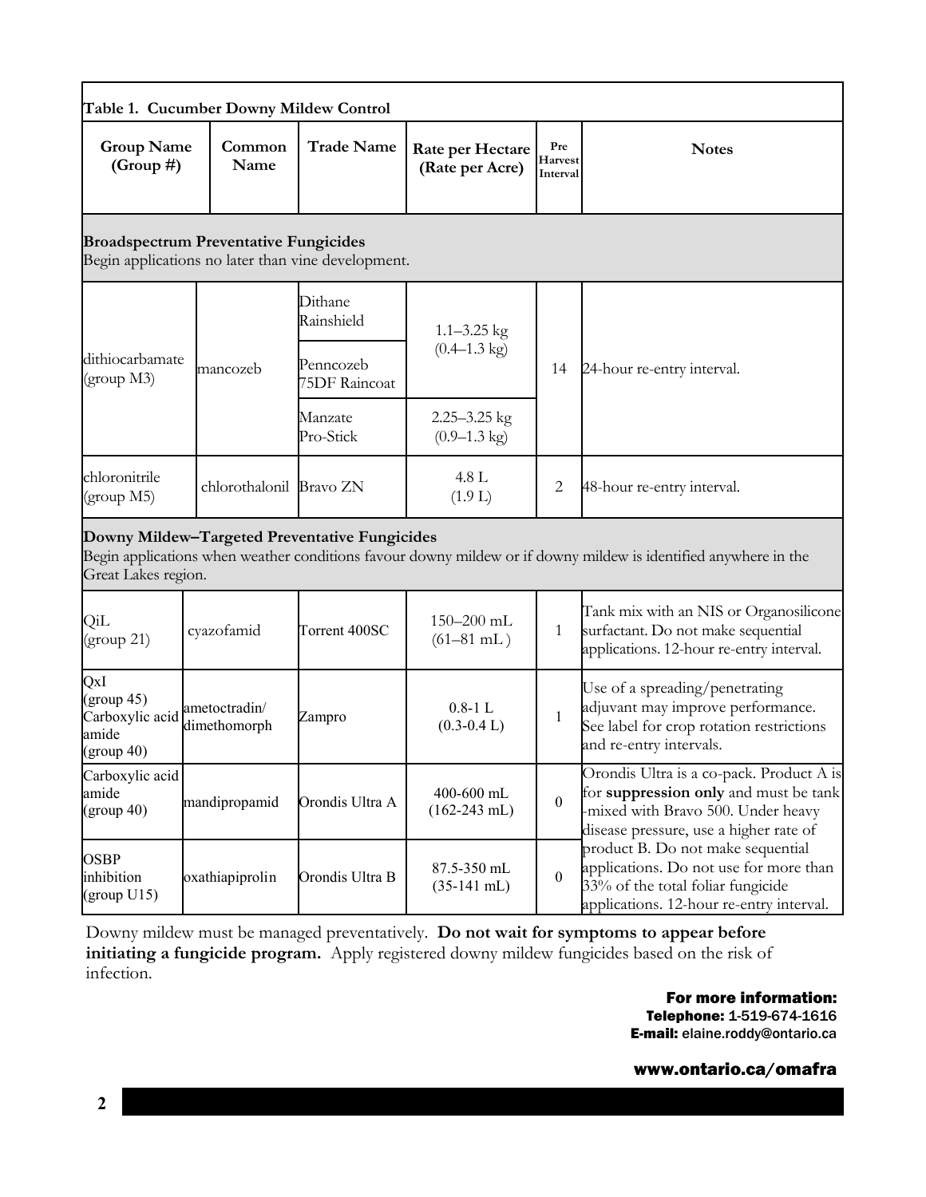**Table 1. Cucumber Downy Mildew Control**

| Group Name (Group #) | Common Name | Trade Name | Rate per Hectare (Rate per Acre) | Pre Harvest Interval | Notes |
|---|---|---|---|---|---|
| **Broadspectrum Preventative Fungicides** Begin applications no later than vine development. | | | | | |
| dithiocarbamate (group M3) | mancozeb | Dithane Rainshield | 1.1–3.25 kg (0.4–1.3 kg) | 14 | 24-hour re-entry interval. |
| | | Penncozeb 75DF Raincoat | 1.1–3.25 kg (0.4–1.3 kg) | | |
| | | Manzate Pro-Stick | 2.25–3.25 kg (0.9–1.3 kg) | | |
| chloronitrile (group M5) | chlorothalonil | Bravo ZN | 4.8 L (1.9 L) | 2 | 48-hour re-entry interval. |
| **Downy Mildew–Targeted Preventative Fungicides** Begin applications when weather conditions favour downy mildew or if downy mildew is identified anywhere in the Great Lakes region. | | | | | |
| QiL (group 21) | cyazofamid | Torrent 400SC | 150–200 mL (61–81 mL ) | 1 | Tank mix with an NIS or Organosilicone surfactant. Do not make sequential applications. 12-hour re-entry interval. |
| QxI (group 45) Carboxylic acid amide (group 40) | ametoctradin/ dimethomorph | Zampro | 0.8-1 L (0.3-0.4 L) | 1 | Use of a spreading/penetrating adjuvant may improve performance. See label for crop rotation restrictions and re-entry intervals. |
| Carboxylic acid amide (group 40) | mandipropamid | Orondis Ultra A | 400-600 mL (162-243 mL) | 0 | Orondis Ultra is a co-pack. Product A is for **suppression only** and must be tank-mixed with Bravo 500. Under heavy disease pressure, use a higher rate of product B. Do not make sequential applications. Do not use for more than 33% of the total foliar fungicide applications. 12-hour re-entry interval. |
| OSBP inhibition (group U15) | oxathiapiprolin | Orondis Ultra B | 87.5-350 mL (35-141 mL) | 0 | |

Downy mildew must be managed preventatively. **Do not wait for symptoms to appear before initiating a fungicide program.** Apply registered downy mildew fungicides based on the risk of infection.

**For more information:**
**Telephone:** 1-519-674-1616
**E-mail:** elaine.roddy@ontario.ca

**www.ontario.ca/omafra**